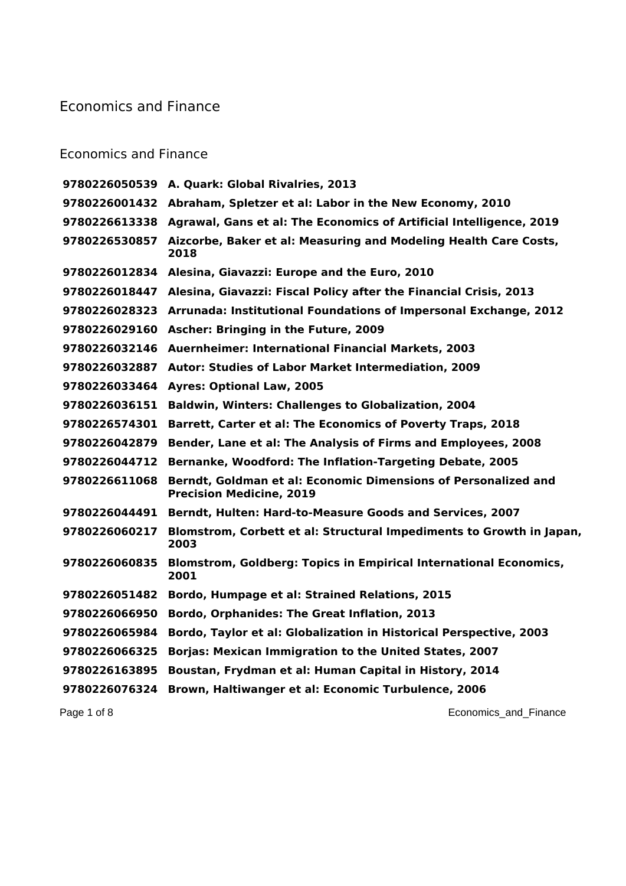# Economics and Finance

## Economics and Finance

| | |
|---|---|
| **9780226050539** | **A. Quark: Global Rivalries, 2013** |
| **9780226001432** | **Abraham, Spletzer et al: Labor in the New Economy, 2010** |
| **9780226613338** | **Agrawal, Gans et al: The Economics of Artificial Intelligence, 2019** |
| **9780226530857** | **Aizcorbe, Baker et al: Measuring and Modeling Health Care Costs, 2018** |
| **9780226012834** | **Alesina, Giavazzi: Europe and the Euro, 2010** |
| **9780226018447** | **Alesina, Giavazzi: Fiscal Policy after the Financial Crisis, 2013** |
| **9780226028323** | **Arrunada: Institutional Foundations of Impersonal Exchange, 2012** |
| **9780226029160** | **Ascher: Bringing in the Future, 2009** |
| **9780226032146** | **Auernheimer: International Financial Markets, 2003** |
| **9780226032887** | **Autor: Studies of Labor Market Intermediation, 2009** |
| **9780226033464** | **Ayres: Optional Law, 2005** |
| **9780226036151** | **Baldwin, Winters: Challenges to Globalization, 2004** |
| **9780226574301** | **Barrett, Carter et al: The Economics of Poverty Traps, 2018** |
| **9780226042879** | **Bender, Lane et al: The Analysis of Firms and Employees, 2008** |
| **9780226044712** | **Bernanke, Woodford: The Inflation-Targeting Debate, 2005** |
| **9780226611068** | **Berndt, Goldman et al: Economic Dimensions of Personalized and Precision Medicine, 2019** |
| **9780226044491** | **Berndt, Hulten: Hard-to-Measure Goods and Services, 2007** |
| **9780226060217** | **Blomstrom, Corbett et al: Structural Impediments to Growth in Japan, 2003** |
| **9780226060835** | **Blomstrom, Goldberg: Topics in Empirical International Economics, 2001** |
| **9780226051482** | **Bordo, Humpage et al: Strained Relations, 2015** |
| **9780226066950** | **Bordo, Orphanides: The Great Inflation, 2013** |
| **9780226065984** | **Bordo, Taylor et al: Globalization in Historical Perspective, 2003** |
| **9780226066325** | **Borjas: Mexican Immigration to the United States, 2007** |
| **9780226163895** | **Boustan, Frydman et al: Human Capital in History, 2014** |
| **9780226076324** | **Brown, Haltiwanger et al: Economic Turbulence, 2006** |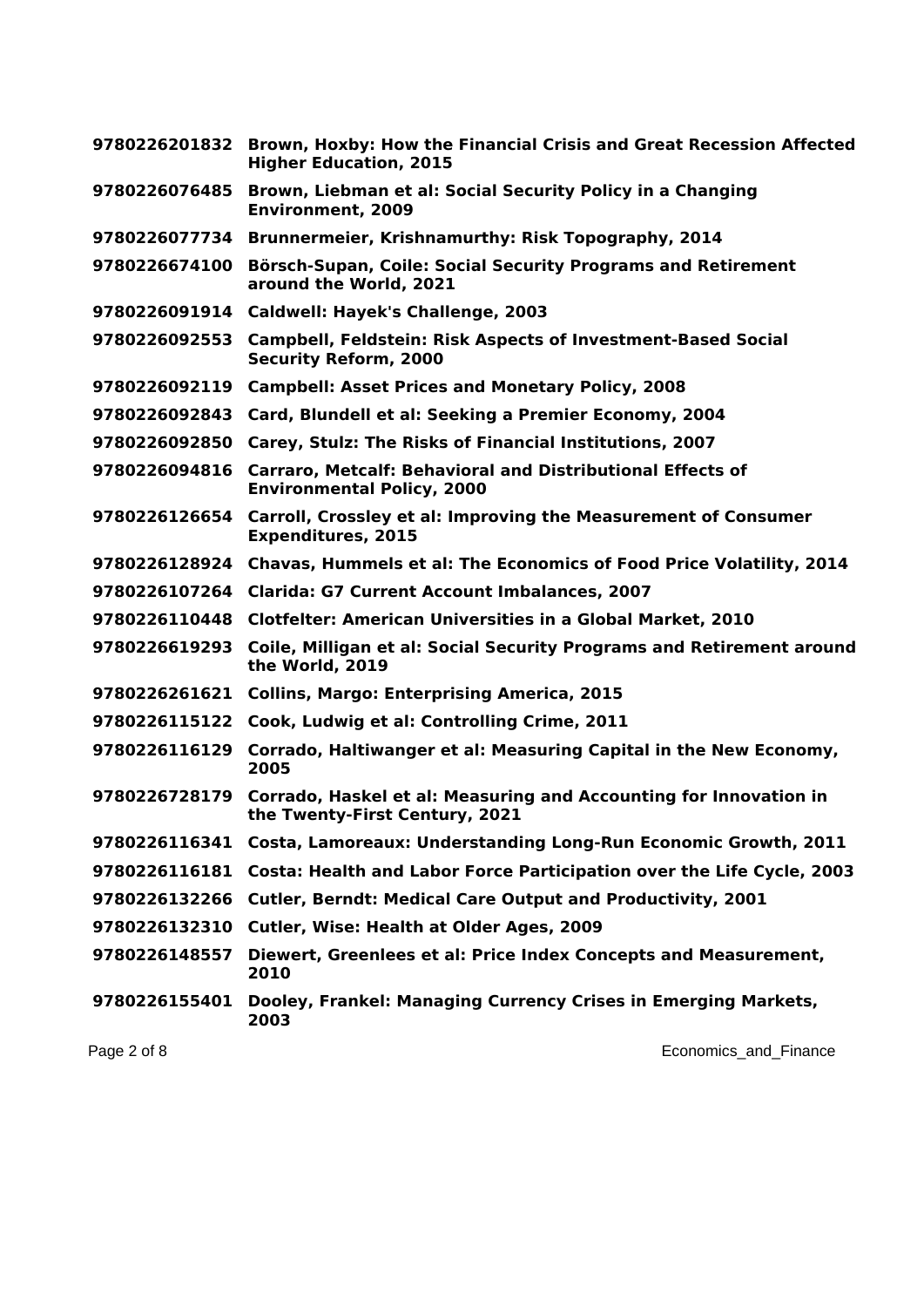| | |
|---|---|
| **9780226201832** | **Brown, Hoxby: How the Financial Crisis and Great Recession Affected Higher Education, 2015** |
| **9780226076485** | **Brown, Liebman et al: Social Security Policy in a Changing Environment, 2009** |
| **9780226077734** | **Brunnermeier, Krishnamurthy: Risk Topography, 2014** |
| **9780226674100** | **Börsch-Supan, Coile: Social Security Programs and Retirement around the World, 2021** |
| **9780226091914** | **Caldwell: Hayek's Challenge, 2003** |
| **9780226092553** | **Campbell, Feldstein: Risk Aspects of Investment-Based Social Security Reform, 2000** |
| **9780226092119** | **Campbell: Asset Prices and Monetary Policy, 2008** |
| **9780226092843** | **Card, Blundell et al: Seeking a Premier Economy, 2004** |
| **9780226092850** | **Carey, Stulz: The Risks of Financial Institutions, 2007** |
| **9780226094816** | **Carraro, Metcalf: Behavioral and Distributional Effects of Environmental Policy, 2000** |
| **9780226126654** | **Carroll, Crossley et al: Improving the Measurement of Consumer Expenditures, 2015** |
| **9780226128924** | **Chavas, Hummels et al: The Economics of Food Price Volatility, 2014** |
| **9780226107264** | **Clarida: G7 Current Account Imbalances, 2007** |
| **9780226110448** | **Clotfelter: American Universities in a Global Market, 2010** |
| **9780226619293** | **Coile, Milligan et al: Social Security Programs and Retirement around the World, 2019** |
| **9780226261621** | **Collins, Margo: Enterprising America, 2015** |
| **9780226115122** | **Cook, Ludwig et al: Controlling Crime, 2011** |
| **9780226116129** | **Corrado, Haltiwanger et al: Measuring Capital in the New Economy, 2005** |
| **9780226728179** | **Corrado, Haskel et al: Measuring and Accounting for Innovation in the Twenty-First Century, 2021** |
| **9780226116341** | **Costa, Lamoreaux: Understanding Long-Run Economic Growth, 2011** |
| **9780226116181** | **Costa: Health and Labor Force Participation over the Life Cycle, 2003** |
| **9780226132266** | **Cutler, Berndt: Medical Care Output and Productivity, 2001** |
| **9780226132310** | **Cutler, Wise: Health at Older Ages, 2009** |
| **9780226148557** | **Diewert, Greenlees et al: Price Index Concepts and Measurement, 2010** |
| **9780226155401** | **Dooley, Frankel: Managing Currency Crises in Emerging Markets, 2003** |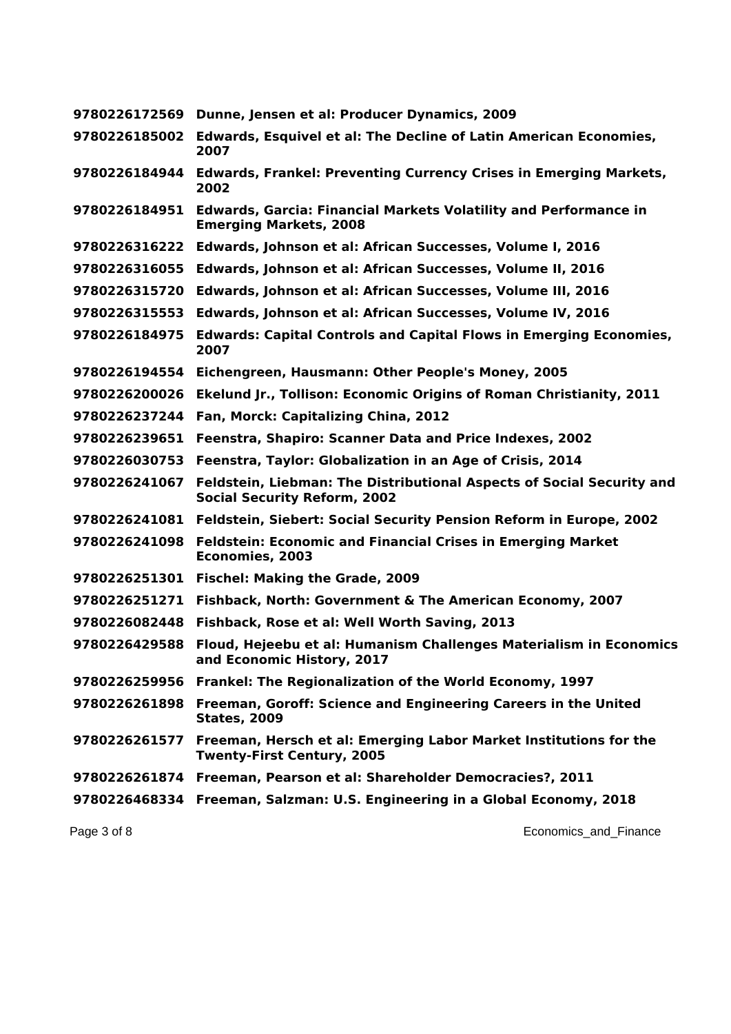**9780226172569 Dunne, Jensen et al: Producer Dynamics, 2009**

**9780226185002 Edwards, Esquivel et al: The Decline of Latin American Economies, 2007**

**9780226184944 Edwards, Frankel: Preventing Currency Crises in Emerging Markets, 2002**

**9780226184951 Edwards, Garcia: Financial Markets Volatility and Performance in Emerging Markets, 2008**

**9780226316222 Edwards, Johnson et al: African Successes, Volume I, 2016**

**9780226316055 Edwards, Johnson et al: African Successes, Volume II, 2016**

**9780226315720 Edwards, Johnson et al: African Successes, Volume III, 2016**

**9780226315553 Edwards, Johnson et al: African Successes, Volume IV, 2016**

**9780226184975 Edwards: Capital Controls and Capital Flows in Emerging Economies, 2007**

**9780226194554 Eichengreen, Hausmann: Other People's Money, 2005**

**9780226200026 Ekelund Jr., Tollison: Economic Origins of Roman Christianity, 2011**

**9780226237244 Fan, Morck: Capitalizing China, 2012**

**9780226239651 Feenstra, Shapiro: Scanner Data and Price Indexes, 2002**

**9780226030753 Feenstra, Taylor: Globalization in an Age of Crisis, 2014**

**9780226241067 Feldstein, Liebman: The Distributional Aspects of Social Security and Social Security Reform, 2002**

**9780226241081 Feldstein, Siebert: Social Security Pension Reform in Europe, 2002**

**9780226241098 Feldstein: Economic and Financial Crises in Emerging Market Economies, 2003**

**9780226251301 Fischel: Making the Grade, 2009**

**9780226251271 Fishback, North: Government & The American Economy, 2007**

**9780226082448 Fishback, Rose et al: Well Worth Saving, 2013**

**9780226429588 Floud, Hejeebu et al: Humanism Challenges Materialism in Economics and Economic History, 2017**

**9780226259956 Frankel: The Regionalization of the World Economy, 1997**

**9780226261898 Freeman, Goroff: Science and Engineering Careers in the United States, 2009**

**9780226261577 Freeman, Hersch et al: Emerging Labor Market Institutions for the Twenty-First Century, 2005**

**9780226261874 Freeman, Pearson et al: Shareholder Democracies?, 2011**

**9780226468334 Freeman, Salzman: U.S. Engineering in a Global Economy, 2018**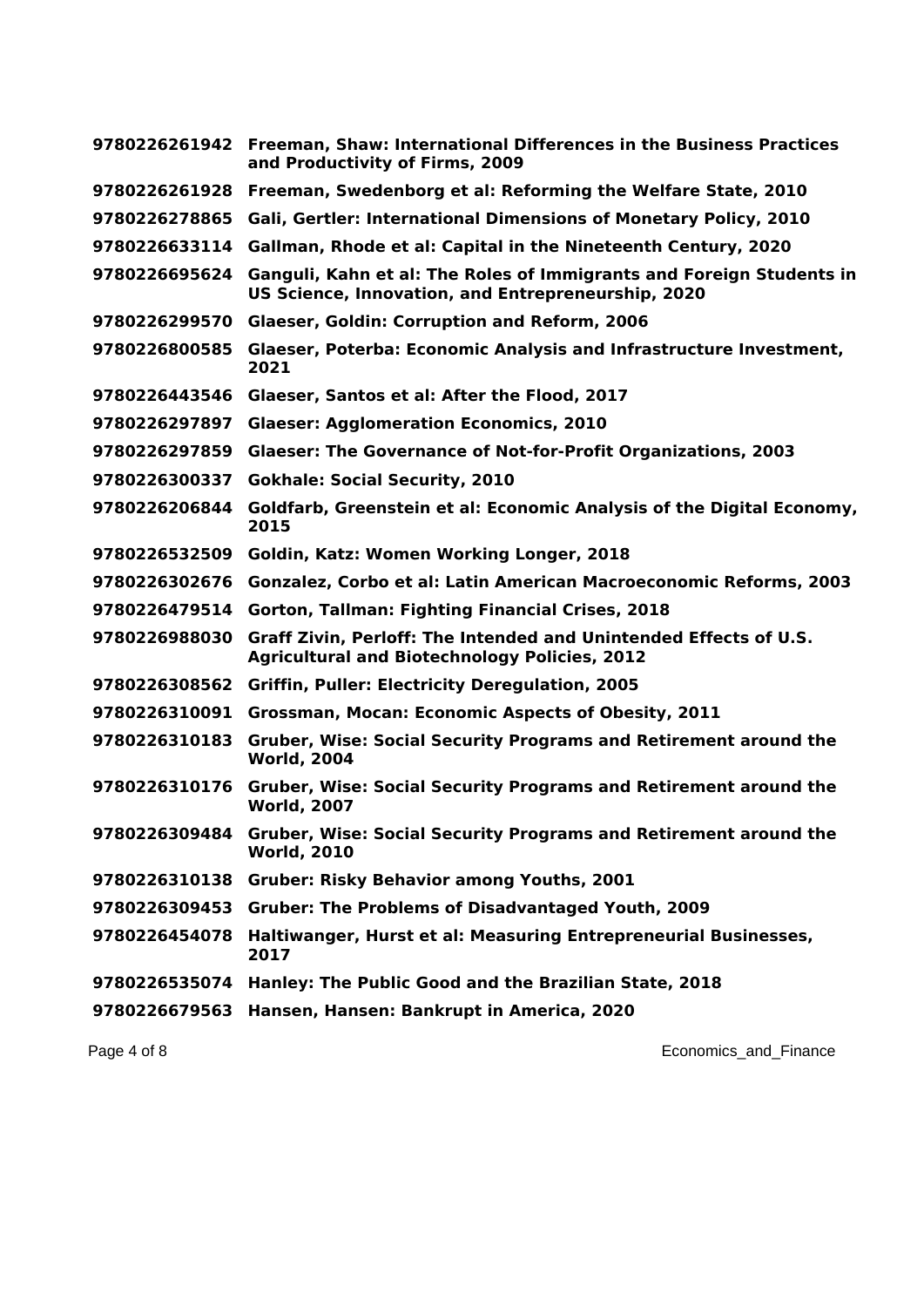**9780226261942 Freeman, Shaw: International Differences in the Business Practices and Productivity of Firms, 2009**

**9780226261928 Freeman, Swedenborg et al: Reforming the Welfare State, 2010**

**9780226278865 Gali, Gertler: International Dimensions of Monetary Policy, 2010**

**9780226633114 Gallman, Rhode et al: Capital in the Nineteenth Century, 2020**

**9780226695624 Ganguli, Kahn et al: The Roles of Immigrants and Foreign Students in US Science, Innovation, and Entrepreneurship, 2020**

**9780226299570 Glaeser, Goldin: Corruption and Reform, 2006**

**9780226800585 Glaeser, Poterba: Economic Analysis and Infrastructure Investment, 2021**

**9780226443546 Glaeser, Santos et al: After the Flood, 2017**

**9780226297897 Glaeser: Agglomeration Economics, 2010**

**9780226297859 Glaeser: The Governance of Not-for-Profit Organizations, 2003**

**9780226300337 Gokhale: Social Security, 2010**

**9780226206844 Goldfarb, Greenstein et al: Economic Analysis of the Digital Economy, 2015**

**9780226532509 Goldin, Katz: Women Working Longer, 2018**

**9780226302676 Gonzalez, Corbo et al: Latin American Macroeconomic Reforms, 2003**

**9780226479514 Gorton, Tallman: Fighting Financial Crises, 2018**

**9780226988030 Graff Zivin, Perloff: The Intended and Unintended Effects of U.S. Agricultural and Biotechnology Policies, 2012**

**9780226308562 Griffin, Puller: Electricity Deregulation, 2005**

**9780226310091 Grossman, Mocan: Economic Aspects of Obesity, 2011**

**9780226310183 Gruber, Wise: Social Security Programs and Retirement around the World, 2004**

**9780226310176 Gruber, Wise: Social Security Programs and Retirement around the World, 2007**

**9780226309484 Gruber, Wise: Social Security Programs and Retirement around the World, 2010**

**9780226310138 Gruber: Risky Behavior among Youths, 2001**

**9780226309453 Gruber: The Problems of Disadvantaged Youth, 2009**

**9780226454078 Haltiwanger, Hurst et al: Measuring Entrepreneurial Businesses, 2017**

**9780226535074 Hanley: The Public Good and the Brazilian State, 2018**

**9780226679563 Hansen, Hansen: Bankrupt in America, 2020**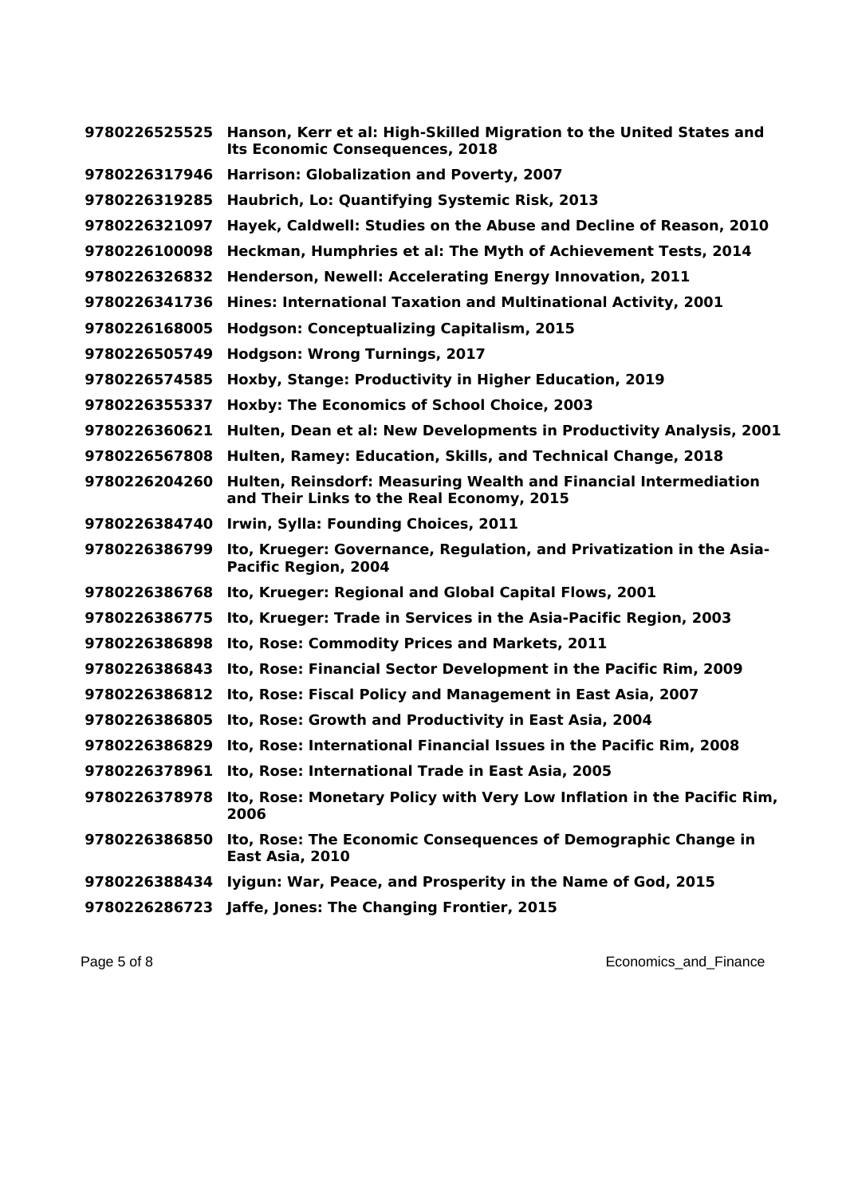**9780226525525** **Hanson, Kerr et al: High-Skilled Migration to the United States and Its Economic Consequences, 2018**

**9780226317946** **Harrison: Globalization and Poverty, 2007**

**9780226319285** **Haubrich, Lo: Quantifying Systemic Risk, 2013**

**9780226321097** **Hayek, Caldwell: Studies on the Abuse and Decline of Reason, 2010**

**9780226100098** **Heckman, Humphries et al: The Myth of Achievement Tests, 2014**

**9780226326832** **Henderson, Newell: Accelerating Energy Innovation, 2011**

**9780226341736** **Hines: International Taxation and Multinational Activity, 2001**

**9780226168005** **Hodgson: Conceptualizing Capitalism, 2015**

**9780226505749** **Hodgson: Wrong Turnings, 2017**

**9780226574585** **Hoxby, Stange: Productivity in Higher Education, 2019**

**9780226355337** **Hoxby: The Economics of School Choice, 2003**

**9780226360621** **Hulten, Dean et al: New Developments in Productivity Analysis, 2001**

**9780226567808** **Hulten, Ramey: Education, Skills, and Technical Change, 2018**

**9780226204260** **Hulten, Reinsdorf: Measuring Wealth and Financial Intermediation and Their Links to the Real Economy, 2015**

**9780226384740** **Irwin, Sylla: Founding Choices, 2011**

**9780226386799** **Ito, Krueger: Governance, Regulation, and Privatization in the Asia-Pacific Region, 2004**

**9780226386768** **Ito, Krueger: Regional and Global Capital Flows, 2001**

**9780226386775** **Ito, Krueger: Trade in Services in the Asia-Pacific Region, 2003**

**9780226386898** **Ito, Rose: Commodity Prices and Markets, 2011**

**9780226386843** **Ito, Rose: Financial Sector Development in the Pacific Rim, 2009**

**9780226386812** **Ito, Rose: Fiscal Policy and Management in East Asia, 2007**

**9780226386805** **Ito, Rose: Growth and Productivity in East Asia, 2004**

**9780226386829** **Ito, Rose: International Financial Issues in the Pacific Rim, 2008**

**9780226378961** **Ito, Rose: International Trade in East Asia, 2005**

**9780226378978** **Ito, Rose: Monetary Policy with Very Low Inflation in the Pacific Rim, 2006**

**9780226386850** **Ito, Rose: The Economic Consequences of Demographic Change in East Asia, 2010**

**9780226388434** **Iyigun: War, Peace, and Prosperity in the Name of God, 2015**

**9780226286723** **Jaffe, Jones: The Changing Frontier, 2015**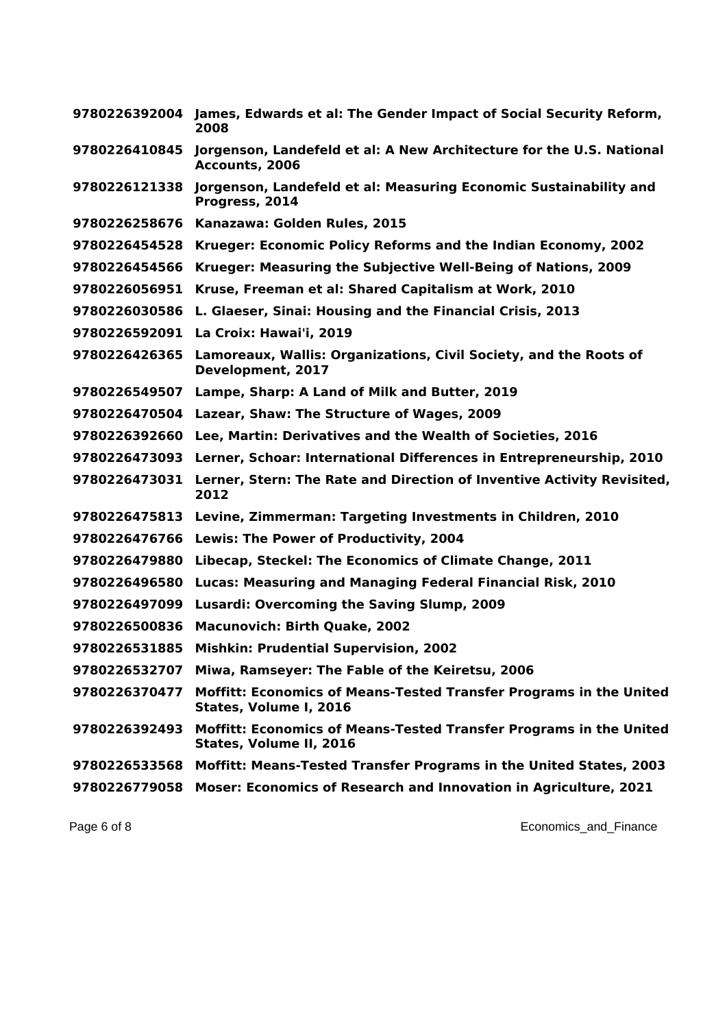| | |
|---|---|
| **9780226392004** | **James, Edwards et al: The Gender Impact of Social Security Reform, 2008** |
| **9780226410845** | **Jorgenson, Landefeld et al: A New Architecture for the U.S. National Accounts, 2006** |
| **9780226121338** | **Jorgenson, Landefeld et al: Measuring Economic Sustainability and Progress, 2014** |
| **9780226258676** | **Kanazawa: Golden Rules, 2015** |
| **9780226454528** | **Krueger: Economic Policy Reforms and the Indian Economy, 2002** |
| **9780226454566** | **Krueger: Measuring the Subjective Well-Being of Nations, 2009** |
| **9780226056951** | **Kruse, Freeman et al: Shared Capitalism at Work, 2010** |
| **9780226030586** | **L. Glaeser, Sinai: Housing and the Financial Crisis, 2013** |
| **9780226592091** | **La Croix: Hawai'i, 2019** |
| **9780226426365** | **Lamoreaux, Wallis: Organizations, Civil Society, and the Roots of Development, 2017** |
| **9780226549507** | **Lampe, Sharp: A Land of Milk and Butter, 2019** |
| **9780226470504** | **Lazear, Shaw: The Structure of Wages, 2009** |
| **9780226392660** | **Lee, Martin: Derivatives and the Wealth of Societies, 2016** |
| **9780226473093** | **Lerner, Schoar: International Differences in Entrepreneurship, 2010** |
| **9780226473031** | **Lerner, Stern: The Rate and Direction of Inventive Activity Revisited, 2012** |
| **9780226475813** | **Levine, Zimmerman: Targeting Investments in Children, 2010** |
| **9780226476766** | **Lewis: The Power of Productivity, 2004** |
| **9780226479880** | **Libecap, Steckel: The Economics of Climate Change, 2011** |
| **9780226496580** | **Lucas: Measuring and Managing Federal Financial Risk, 2010** |
| **9780226497099** | **Lusardi: Overcoming the Saving Slump, 2009** |
| **9780226500836** | **Macunovich: Birth Quake, 2002** |
| **9780226531885** | **Mishkin: Prudential Supervision, 2002** |
| **9780226532707** | **Miwa, Ramseyer: The Fable of the Keiretsu, 2006** |
| **9780226370477** | **Moffitt: Economics of Means-Tested Transfer Programs in the United States, Volume I, 2016** |
| **9780226392493** | **Moffitt: Economics of Means-Tested Transfer Programs in the United States, Volume II, 2016** |
| **9780226533568** | **Moffitt: Means-Tested Transfer Programs in the United States, 2003** |
| **9780226779058** | **Moser: Economics of Research and Innovation in Agriculture, 2021** |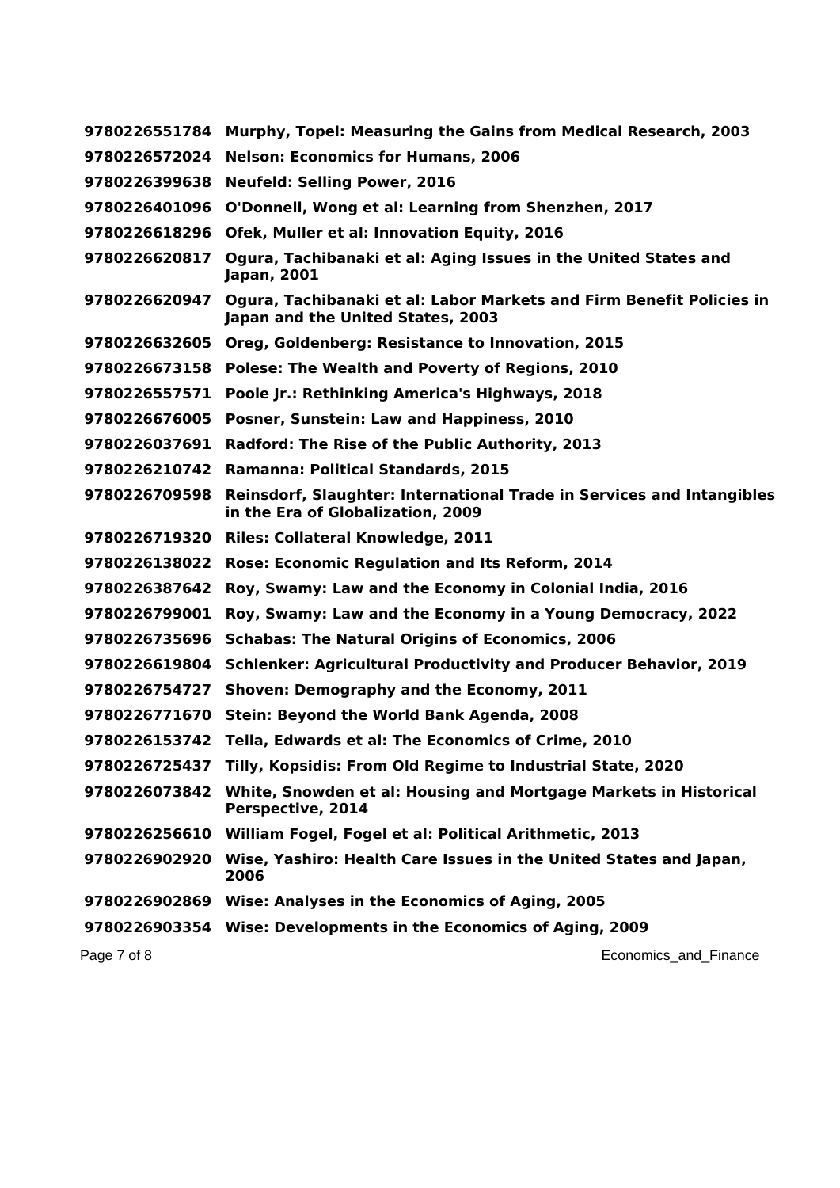| | |
|---|---|
| **9780226551784** | **Murphy, Topel: Measuring the Gains from Medical Research, 2003** |
| **9780226572024** | **Nelson: Economics for Humans, 2006** |
| **9780226399638** | **Neufeld: Selling Power, 2016** |
| **9780226401096** | **O'Donnell, Wong et al: Learning from Shenzhen, 2017** |
| **9780226618296** | **Ofek, Muller et al: Innovation Equity, 2016** |
| **9780226620817** | **Ogura, Tachibanaki et al: Aging Issues in the United States and Japan, 2001** |
| **9780226620947** | **Ogura, Tachibanaki et al: Labor Markets and Firm Benefit Policies in Japan and the United States, 2003** |
| **9780226632605** | **Oreg, Goldenberg: Resistance to Innovation, 2015** |
| **9780226673158** | **Polese: The Wealth and Poverty of Regions, 2010** |
| **9780226557571** | **Poole Jr.: Rethinking America's Highways, 2018** |
| **9780226676005** | **Posner, Sunstein: Law and Happiness, 2010** |
| **9780226037691** | **Radford: The Rise of the Public Authority, 2013** |
| **9780226210742** | **Ramanna: Political Standards, 2015** |
| **9780226709598** | **Reinsdorf, Slaughter: International Trade in Services and Intangibles in the Era of Globalization, 2009** |
| **9780226719320** | **Riles: Collateral Knowledge, 2011** |
| **9780226138022** | **Rose: Economic Regulation and Its Reform, 2014** |
| **9780226387642** | **Roy, Swamy: Law and the Economy in Colonial India, 2016** |
| **9780226799001** | **Roy, Swamy: Law and the Economy in a Young Democracy, 2022** |
| **9780226735696** | **Schabas: The Natural Origins of Economics, 2006** |
| **9780226619804** | **Schlenker: Agricultural Productivity and Producer Behavior, 2019** |
| **9780226754727** | **Shoven: Demography and the Economy, 2011** |
| **9780226771670** | **Stein: Beyond the World Bank Agenda, 2008** |
| **9780226153742** | **Tella, Edwards et al: The Economics of Crime, 2010** |
| **9780226725437** | **Tilly, Kopsidis: From Old Regime to Industrial State, 2020** |
| **9780226073842** | **White, Snowden et al: Housing and Mortgage Markets in Historical Perspective, 2014** |
| **9780226256610** | **William Fogel, Fogel et al: Political Arithmetic, 2013** |
| **9780226902920** | **Wise, Yashiro: Health Care Issues in the United States and Japan, 2006** |
| **9780226902869** | **Wise: Analyses in the Economics of Aging, 2005** |
| **9780226903354** | **Wise: Developments in the Economics of Aging, 2009** |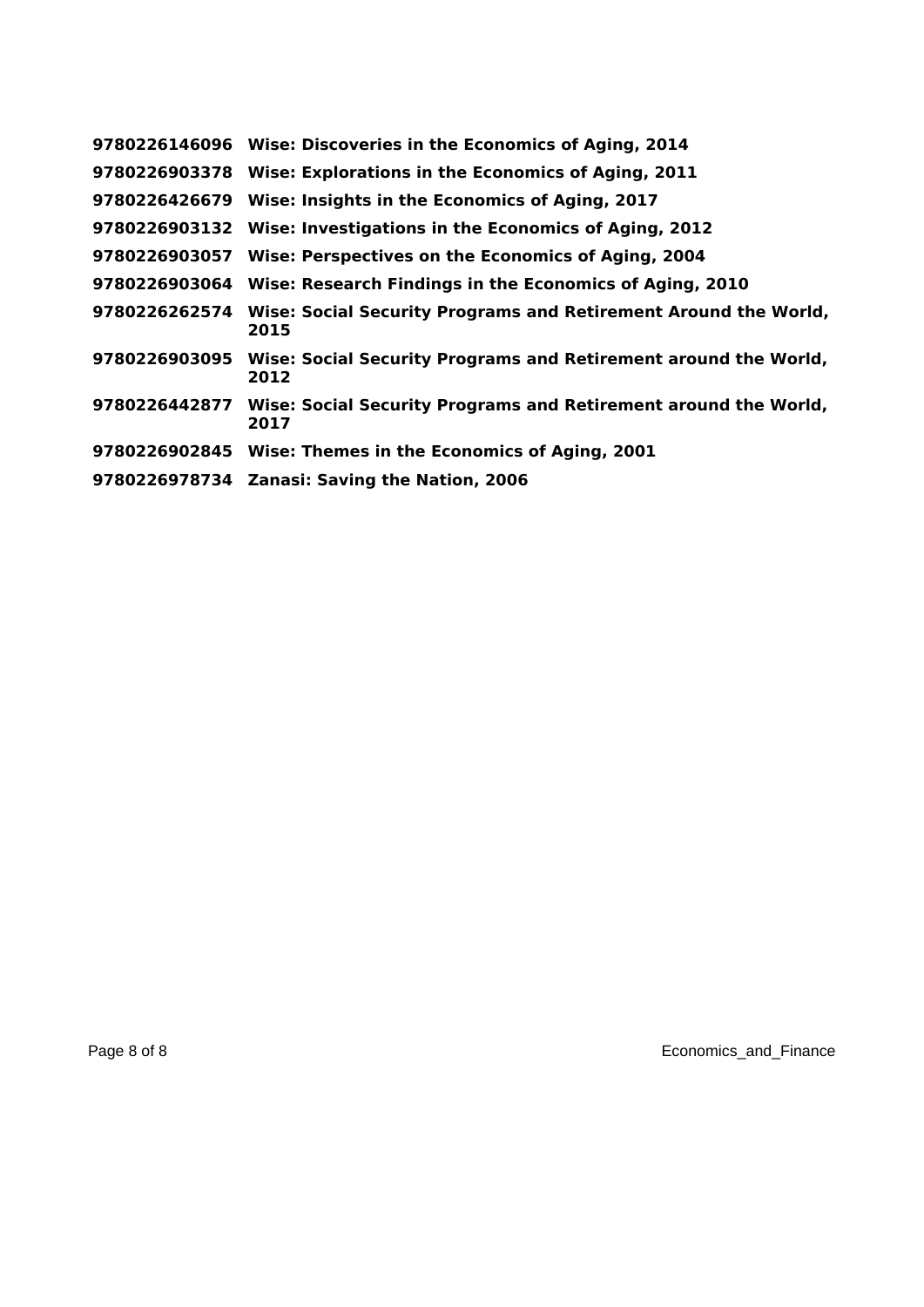| | |
|---|---|
| **9780226146096** | **Wise: Discoveries in the Economics of Aging, 2014** |
| **9780226903378** | **Wise: Explorations in the Economics of Aging, 2011** |
| **9780226426679** | **Wise: Insights in the Economics of Aging, 2017** |
| **9780226903132** | **Wise: Investigations in the Economics of Aging, 2012** |
| **9780226903057** | **Wise: Perspectives on the Economics of Aging, 2004** |
| **9780226903064** | **Wise: Research Findings in the Economics of Aging, 2010** |
| **9780226262574** | **Wise: Social Security Programs and Retirement Around the World, 2015** |
| **9780226903095** | **Wise: Social Security Programs and Retirement around the World, 2012** |
| **9780226442877** | **Wise: Social Security Programs and Retirement around the World, 2017** |
| **9780226902845** | **Wise: Themes in the Economics of Aging, 2001** |
| **9780226978734** | **Zanasi: Saving the Nation, 2006** |